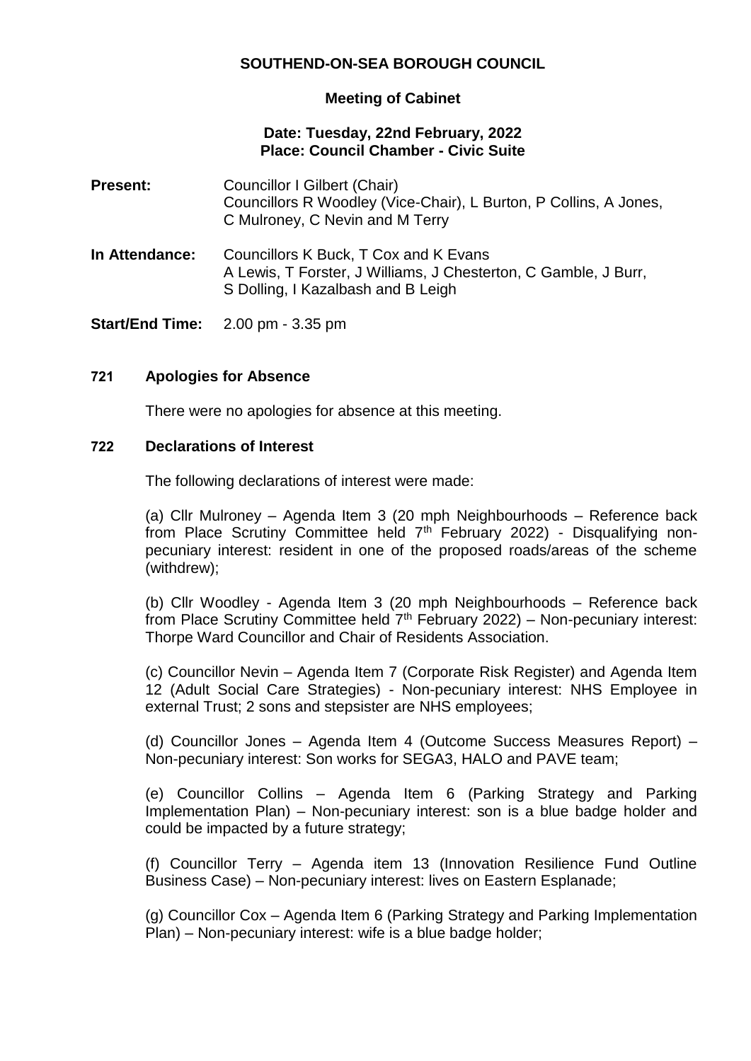# SOUTHEND-ON-SEA BOROUGH COUNCIL

## Meeting of Cabinet

**Date: Tuesday, 22nd February, 2022**
**Place: Council Chamber - Civic Suite**

**Present:** Councillor I Gilbert (Chair)
Councillors R Woodley (Vice-Chair), L Burton, P Collins, A Jones, C Mulroney, C Nevin and M Terry

**In Attendance:** Councillors K Buck, T Cox and K Evans
A Lewis, T Forster, J Williams, J Chesterton, C Gamble, J Burr, S Dolling, I Kazalbash and B Leigh

**Start/End Time:** 2.00 pm - 3.35 pm

### 721 Apologies for Absence

There were no apologies for absence at this meeting.

### 722 Declarations of Interest

The following declarations of interest were made:

(a) Cllr Mulroney – Agenda Item 3 (20 mph Neighbourhoods – Reference back from Place Scrutiny Committee held 7th February 2022) - Disqualifying non-pecuniary interest: resident in one of the proposed roads/areas of the scheme (withdrew);

(b) Cllr Woodley - Agenda Item 3 (20 mph Neighbourhoods – Reference back from Place Scrutiny Committee held 7th February 2022) – Non-pecuniary interest: Thorpe Ward Councillor and Chair of Residents Association.

(c) Councillor Nevin – Agenda Item 7 (Corporate Risk Register) and Agenda Item 12 (Adult Social Care Strategies) - Non-pecuniary interest: NHS Employee in external Trust; 2 sons and stepsister are NHS employees;

(d) Councillor Jones – Agenda Item 4 (Outcome Success Measures Report) – Non-pecuniary interest: Son works for SEGA3, HALO and PAVE team;

(e) Councillor Collins – Agenda Item 6 (Parking Strategy and Parking Implementation Plan) – Non-pecuniary interest: son is a blue badge holder and could be impacted by a future strategy;

(f) Councillor Terry – Agenda item 13 (Innovation Resilience Fund Outline Business Case) – Non-pecuniary interest: lives on Eastern Esplanade;

(g) Councillor Cox – Agenda Item 6 (Parking Strategy and Parking Implementation Plan) – Non-pecuniary interest: wife is a blue badge holder;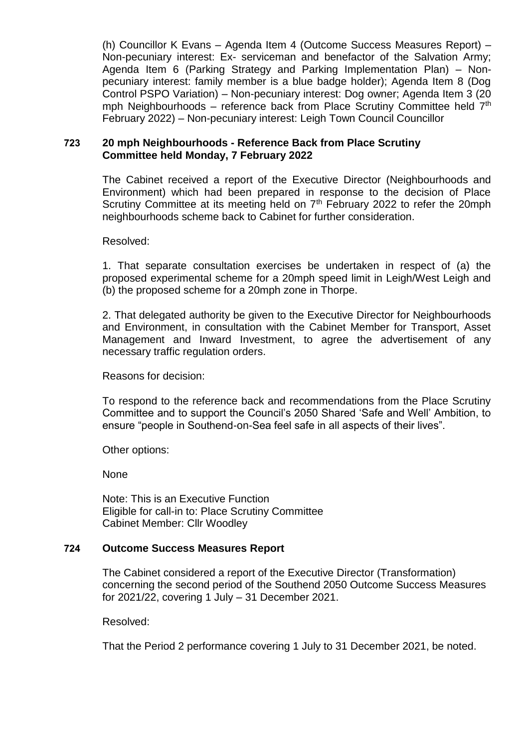(h) Councillor K Evans – Agenda Item 4 (Outcome Success Measures Report) – Non-pecuniary interest: Ex- serviceman and benefactor of the Salvation Army; Agenda Item 6 (Parking Strategy and Parking Implementation Plan) – Non-pecuniary interest: family member is a blue badge holder); Agenda Item 8 (Dog Control PSPO Variation) – Non-pecuniary interest: Dog owner; Agenda Item 3 (20 mph Neighbourhoods – reference back from Place Scrutiny Committee held 7th February 2022) – Non-pecuniary interest: Leigh Town Council Councillor

## 723 20 mph Neighbourhoods - Reference Back from Place Scrutiny Committee held Monday, 7 February 2022

The Cabinet received a report of the Executive Director (Neighbourhoods and Environment) which had been prepared in response to the decision of Place Scrutiny Committee at its meeting held on 7th February 2022 to refer the 20mph neighbourhoods scheme back to Cabinet for further consideration.

Resolved:

1. That separate consultation exercises be undertaken in respect of (a) the proposed experimental scheme for a 20mph speed limit in Leigh/West Leigh and (b) the proposed scheme for a 20mph zone in Thorpe.

2. That delegated authority be given to the Executive Director for Neighbourhoods and Environment, in consultation with the Cabinet Member for Transport, Asset Management and Inward Investment, to agree the advertisement of any necessary traffic regulation orders.

Reasons for decision:

To respond to the reference back and recommendations from the Place Scrutiny Committee and to support the Council's 2050 Shared 'Safe and Well' Ambition, to ensure "people in Southend-on-Sea feel safe in all aspects of their lives".

Other options:

None

Note: This is an Executive Function
Eligible for call-in to: Place Scrutiny Committee
Cabinet Member: Cllr Woodley

## 724 Outcome Success Measures Report

The Cabinet considered a report of the Executive Director (Transformation) concerning the second period of the Southend 2050 Outcome Success Measures for 2021/22, covering 1 July – 31 December 2021.

Resolved:

That the Period 2 performance covering 1 July to 31 December 2021, be noted.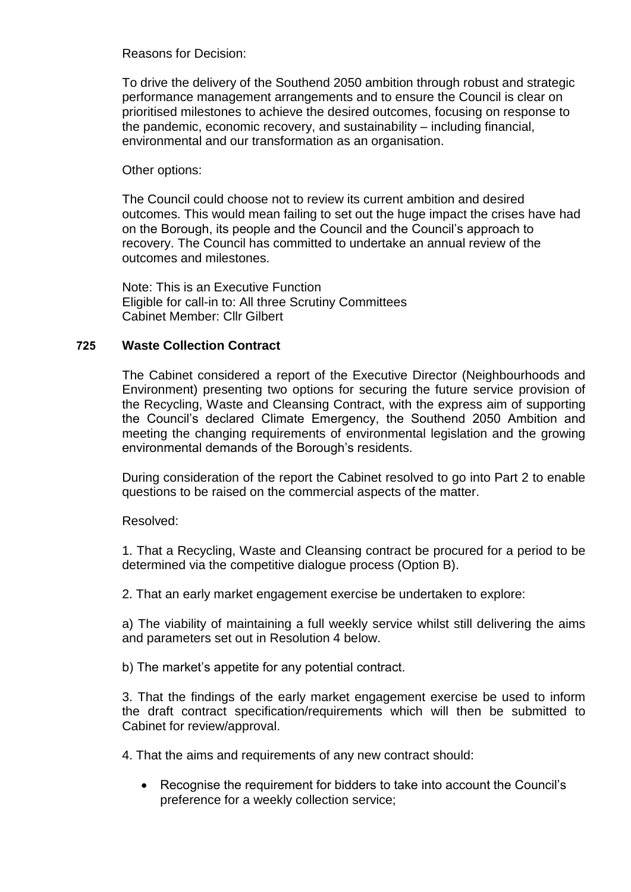Reasons for Decision:

To drive the delivery of the Southend 2050 ambition through robust and strategic performance management arrangements and to ensure the Council is clear on prioritised milestones to achieve the desired outcomes, focusing on response to the pandemic, economic recovery, and sustainability – including financial, environmental and our transformation as an organisation.

Other options:

The Council could choose not to review its current ambition and desired outcomes. This would mean failing to set out the huge impact the crises have had on the Borough, its people and the Council and the Council's approach to recovery. The Council has committed to undertake an annual review of the outcomes and milestones.

Note: This is an Executive Function
Eligible for call-in to: All three Scrutiny Committees
Cabinet Member: Cllr Gilbert

## 725 Waste Collection Contract

The Cabinet considered a report of the Executive Director (Neighbourhoods and Environment) presenting two options for securing the future service provision of the Recycling, Waste and Cleansing Contract, with the express aim of supporting the Council's declared Climate Emergency, the Southend 2050 Ambition and meeting the changing requirements of environmental legislation and the growing environmental demands of the Borough's residents.

During consideration of the report the Cabinet resolved to go into Part 2 to enable questions to be raised on the commercial aspects of the matter.

Resolved:

1. That a Recycling, Waste and Cleansing contract be procured for a period to be determined via the competitive dialogue process (Option B).

2. That an early market engagement exercise be undertaken to explore:

a) The viability of maintaining a full weekly service whilst still delivering the aims and parameters set out in Resolution 4 below.

b) The market's appetite for any potential contract.

3. That the findings of the early market engagement exercise be used to inform the draft contract specification/requirements which will then be submitted to Cabinet for review/approval.

4. That the aims and requirements of any new contract should:

- Recognise the requirement for bidders to take into account the Council's preference for a weekly collection service;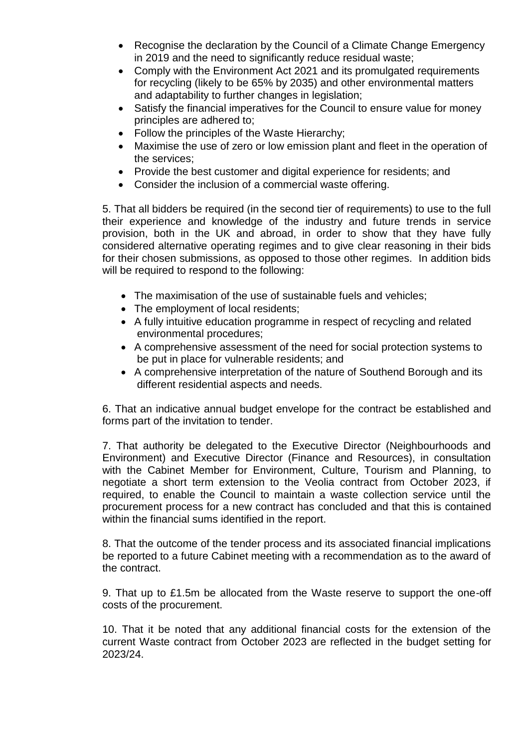- Recognise the declaration by the Council of a Climate Change Emergency in 2019 and the need to significantly reduce residual waste;
- Comply with the Environment Act 2021 and its promulgated requirements for recycling (likely to be 65% by 2035) and other environmental matters and adaptability to further changes in legislation;
- Satisfy the financial imperatives for the Council to ensure value for money principles are adhered to;
- Follow the principles of the Waste Hierarchy;
- Maximise the use of zero or low emission plant and fleet in the operation of the services;
- Provide the best customer and digital experience for residents; and
- Consider the inclusion of a commercial waste offering.

5. That all bidders be required (in the second tier of requirements) to use to the full their experience and knowledge of the industry and future trends in service provision, both in the UK and abroad, in order to show that they have fully considered alternative operating regimes and to give clear reasoning in their bids for their chosen submissions, as opposed to those other regimes. In addition bids will be required to respond to the following:

- The maximisation of the use of sustainable fuels and vehicles;
- The employment of local residents;
- A fully intuitive education programme in respect of recycling and related environmental procedures;
- A comprehensive assessment of the need for social protection systems to be put in place for vulnerable residents; and
- A comprehensive interpretation of the nature of Southend Borough and its different residential aspects and needs.

6. That an indicative annual budget envelope for the contract be established and forms part of the invitation to tender.

7. That authority be delegated to the Executive Director (Neighbourhoods and Environment) and Executive Director (Finance and Resources), in consultation with the Cabinet Member for Environment, Culture, Tourism and Planning, to negotiate a short term extension to the Veolia contract from October 2023, if required, to enable the Council to maintain a waste collection service until the procurement process for a new contract has concluded and that this is contained within the financial sums identified in the report.

8. That the outcome of the tender process and its associated financial implications be reported to a future Cabinet meeting with a recommendation as to the award of the contract.

9. That up to £1.5m be allocated from the Waste reserve to support the one-off costs of the procurement.

10. That it be noted that any additional financial costs for the extension of the current Waste contract from October 2023 are reflected in the budget setting for 2023/24.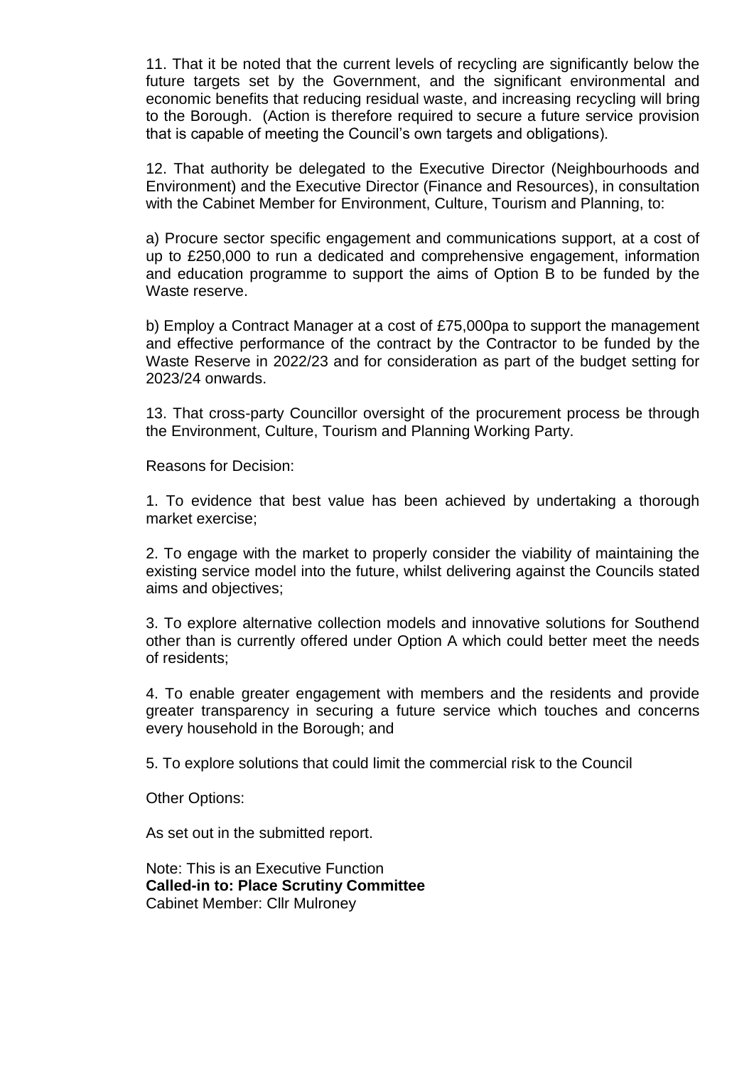11. That it be noted that the current levels of recycling are significantly below the future targets set by the Government, and the significant environmental and economic benefits that reducing residual waste, and increasing recycling will bring to the Borough. (Action is therefore required to secure a future service provision that is capable of meeting the Council's own targets and obligations).

12. That authority be delegated to the Executive Director (Neighbourhoods and Environment) and the Executive Director (Finance and Resources), in consultation with the Cabinet Member for Environment, Culture, Tourism and Planning, to:

a) Procure sector specific engagement and communications support, at a cost of up to £250,000 to run a dedicated and comprehensive engagement, information and education programme to support the aims of Option B to be funded by the Waste reserve.

b) Employ a Contract Manager at a cost of £75,000pa to support the management and effective performance of the contract by the Contractor to be funded by the Waste Reserve in 2022/23 and for consideration as part of the budget setting for 2023/24 onwards.

13. That cross-party Councillor oversight of the procurement process be through the Environment, Culture, Tourism and Planning Working Party.

Reasons for Decision:

1. To evidence that best value has been achieved by undertaking a thorough market exercise;

2. To engage with the market to properly consider the viability of maintaining the existing service model into the future, whilst delivering against the Councils stated aims and objectives;

3. To explore alternative collection models and innovative solutions for Southend other than is currently offered under Option A which could better meet the needs of residents;

4. To enable greater engagement with members and the residents and provide greater transparency in securing a future service which touches and concerns every household in the Borough; and

5. To explore solutions that could limit the commercial risk to the Council

Other Options:

As set out in the submitted report.

Note: This is an Executive Function
**Called-in to: Place Scrutiny Committee**
Cabinet Member: Cllr Mulroney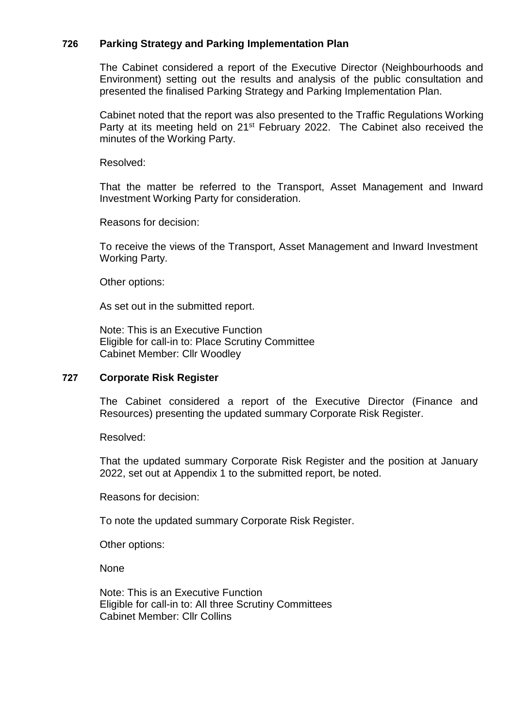### 726 Parking Strategy and Parking Implementation Plan

The Cabinet considered a report of the Executive Director (Neighbourhoods and Environment) setting out the results and analysis of the public consultation and presented the finalised Parking Strategy and Parking Implementation Plan.

Cabinet noted that the report was also presented to the Traffic Regulations Working Party at its meeting held on 21st February 2022. The Cabinet also received the minutes of the Working Party.

Resolved:

That the matter be referred to the Transport, Asset Management and Inward Investment Working Party for consideration.

Reasons for decision:

To receive the views of the Transport, Asset Management and Inward Investment Working Party.

Other options:

As set out in the submitted report.

Note: This is an Executive Function
Eligible for call-in to: Place Scrutiny Committee
Cabinet Member: Cllr Woodley

### 727 Corporate Risk Register

The Cabinet considered a report of the Executive Director (Finance and Resources) presenting the updated summary Corporate Risk Register.

Resolved:

That the updated summary Corporate Risk Register and the position at January 2022, set out at Appendix 1 to the submitted report, be noted.

Reasons for decision:

To note the updated summary Corporate Risk Register.

Other options:

None

Note: This is an Executive Function
Eligible for call-in to: All three Scrutiny Committees
Cabinet Member: Cllr Collins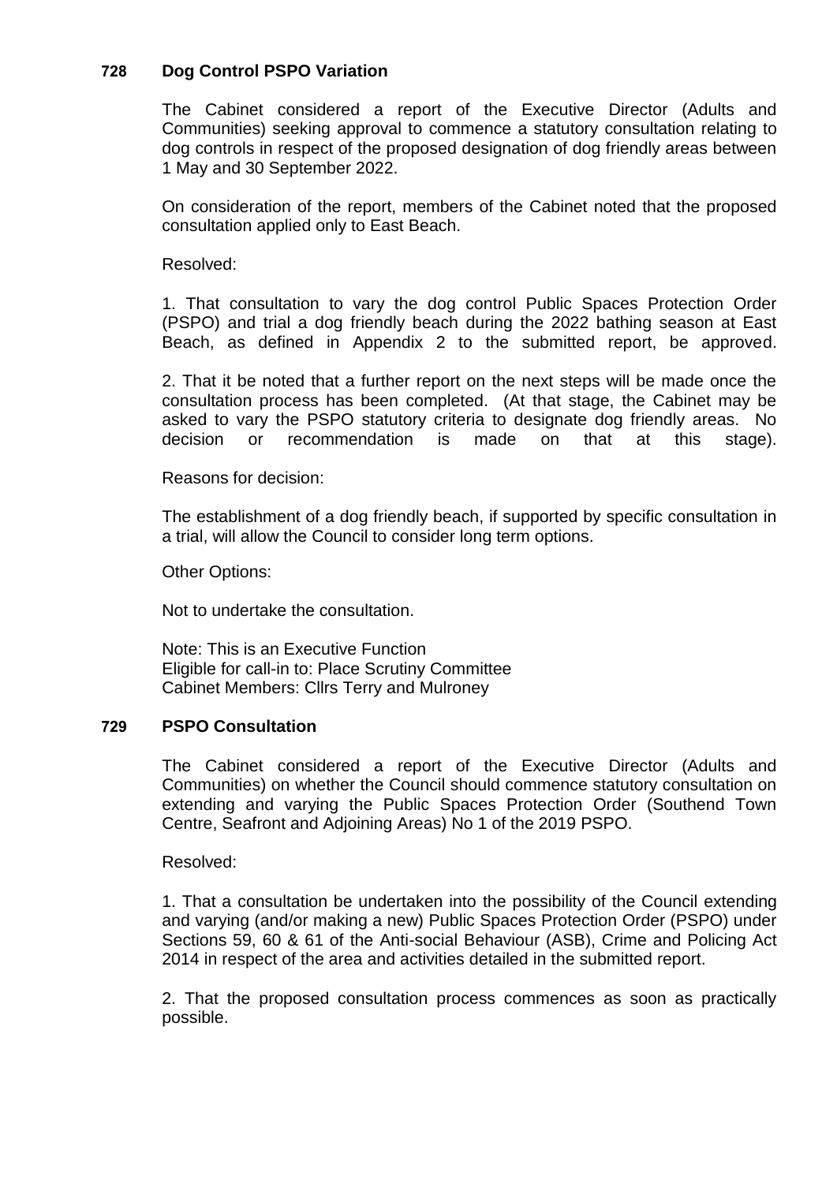### 728 Dog Control PSPO Variation

The Cabinet considered a report of the Executive Director (Adults and Communities) seeking approval to commence a statutory consultation relating to dog controls in respect of the proposed designation of dog friendly areas between 1 May and 30 September 2022.

On consideration of the report, members of the Cabinet noted that the proposed consultation applied only to East Beach.

Resolved:

1. That consultation to vary the dog control Public Spaces Protection Order (PSPO) and trial a dog friendly beach during the 2022 bathing season at East Beach, as defined in Appendix 2 to the submitted report, be approved.

2. That it be noted that a further report on the next steps will be made once the consultation process has been completed. (At that stage, the Cabinet may be asked to vary the PSPO statutory criteria to designate dog friendly areas. No decision or recommendation is made on that at this stage).

Reasons for decision:

The establishment of a dog friendly beach, if supported by specific consultation in a trial, will allow the Council to consider long term options.

Other Options:

Not to undertake the consultation.

Note: This is an Executive Function
Eligible for call-in to: Place Scrutiny Committee
Cabinet Members: Cllrs Terry and Mulroney

### 729 PSPO Consultation

The Cabinet considered a report of the Executive Director (Adults and Communities) on whether the Council should commence statutory consultation on extending and varying the Public Spaces Protection Order (Southend Town Centre, Seafront and Adjoining Areas) No 1 of the 2019 PSPO.

Resolved:

1. That a consultation be undertaken into the possibility of the Council extending and varying (and/or making a new) Public Spaces Protection Order (PSPO) under Sections 59, 60 & 61 of the Anti-social Behaviour (ASB), Crime and Policing Act 2014 in respect of the area and activities detailed in the submitted report.

2. That the proposed consultation process commences as soon as practically possible.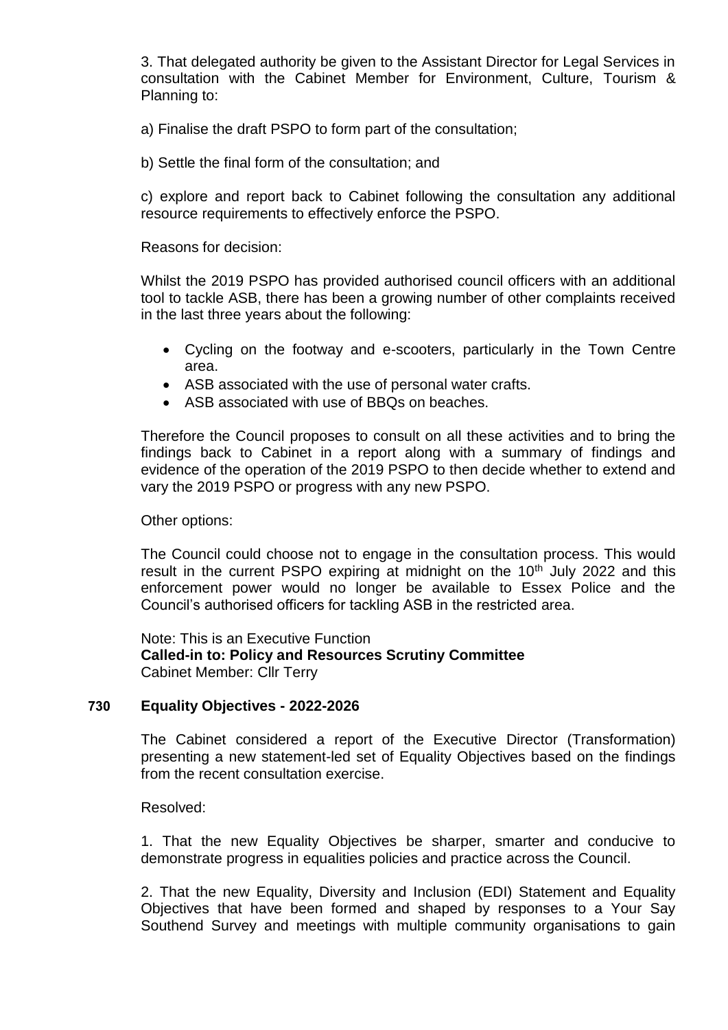3. That delegated authority be given to the Assistant Director for Legal Services in consultation with the Cabinet Member for Environment, Culture, Tourism & Planning to:

a) Finalise the draft PSPO to form part of the consultation;

b) Settle the final form of the consultation; and

c) explore and report back to Cabinet following the consultation any additional resource requirements to effectively enforce the PSPO.

Reasons for decision:

Whilst the 2019 PSPO has provided authorised council officers with an additional tool to tackle ASB, there has been a growing number of other complaints received in the last three years about the following:

- Cycling on the footway and e-scooters, particularly in the Town Centre area.
- ASB associated with the use of personal water crafts.
- ASB associated with use of BBQs on beaches.

Therefore the Council proposes to consult on all these activities and to bring the findings back to Cabinet in a report along with a summary of findings and evidence of the operation of the 2019 PSPO to then decide whether to extend and vary the 2019 PSPO or progress with any new PSPO.

Other options:

The Council could choose not to engage in the consultation process. This would result in the current PSPO expiring at midnight on the 10th July 2022 and this enforcement power would no longer be available to Essex Police and the Council's authorised officers for tackling ASB in the restricted area.

Note: This is an Executive Function
**Called-in to: Policy and Resources Scrutiny Committee**
Cabinet Member: Cllr Terry

## 730 Equality Objectives - 2022-2026

The Cabinet considered a report of the Executive Director (Transformation) presenting a new statement-led set of Equality Objectives based on the findings from the recent consultation exercise.

Resolved:

1. That the new Equality Objectives be sharper, smarter and conducive to demonstrate progress in equalities policies and practice across the Council.

2. That the new Equality, Diversity and Inclusion (EDI) Statement and Equality Objectives that have been formed and shaped by responses to a Your Say Southend Survey and meetings with multiple community organisations to gain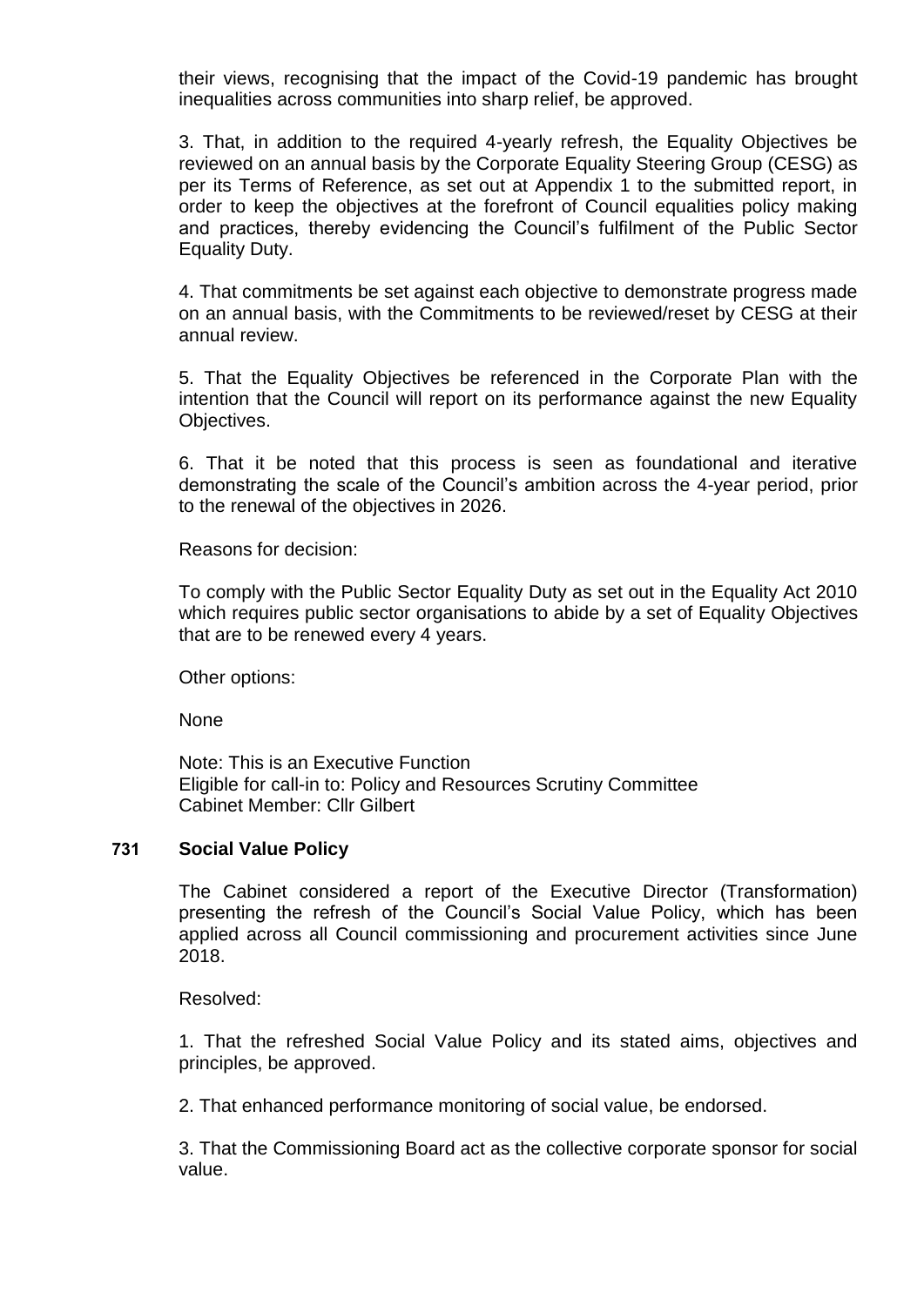their views, recognising that the impact of the Covid-19 pandemic has brought inequalities across communities into sharp relief, be approved.

3. That, in addition to the required 4-yearly refresh, the Equality Objectives be reviewed on an annual basis by the Corporate Equality Steering Group (CESG) as per its Terms of Reference, as set out at Appendix 1 to the submitted report, in order to keep the objectives at the forefront of Council equalities policy making and practices, thereby evidencing the Council's fulfilment of the Public Sector Equality Duty.

4. That commitments be set against each objective to demonstrate progress made on an annual basis, with the Commitments to be reviewed/reset by CESG at their annual review.

5. That the Equality Objectives be referenced in the Corporate Plan with the intention that the Council will report on its performance against the new Equality Objectives.

6. That it be noted that this process is seen as foundational and iterative demonstrating the scale of the Council's ambition across the 4-year period, prior to the renewal of the objectives in 2026.

Reasons for decision:

To comply with the Public Sector Equality Duty as set out in the Equality Act 2010 which requires public sector organisations to abide by a set of Equality Objectives that are to be renewed every 4 years.

Other options:

None

Note: This is an Executive Function
Eligible for call-in to: Policy and Resources Scrutiny Committee
Cabinet Member: Cllr Gilbert

## 731 Social Value Policy

The Cabinet considered a report of the Executive Director (Transformation) presenting the refresh of the Council's Social Value Policy, which has been applied across all Council commissioning and procurement activities since June 2018.

Resolved:

1. That the refreshed Social Value Policy and its stated aims, objectives and principles, be approved.

2. That enhanced performance monitoring of social value, be endorsed.

3. That the Commissioning Board act as the collective corporate sponsor for social value.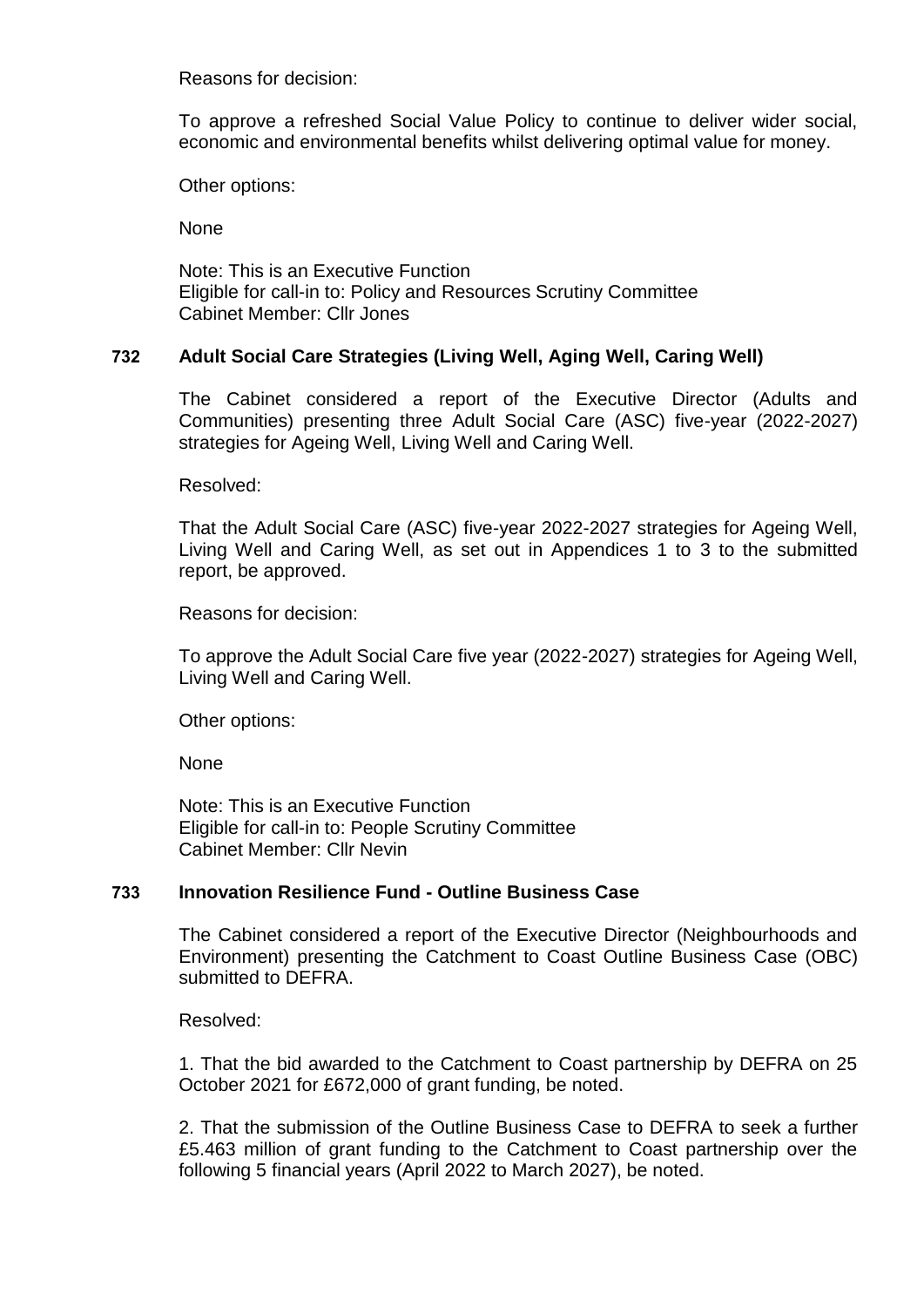Reasons for decision:

To approve a refreshed Social Value Policy to continue to deliver wider social, economic and environmental benefits whilst delivering optimal value for money.

Other options:

None

Note: This is an Executive Function
Eligible for call-in to: Policy and Resources Scrutiny Committee
Cabinet Member: Cllr Jones

### 732 Adult Social Care Strategies (Living Well, Aging Well, Caring Well)

The Cabinet considered a report of the Executive Director (Adults and Communities) presenting three Adult Social Care (ASC) five-year (2022-2027) strategies for Ageing Well, Living Well and Caring Well.

Resolved:

That the Adult Social Care (ASC) five-year 2022-2027 strategies for Ageing Well, Living Well and Caring Well, as set out in Appendices 1 to 3 to the submitted report, be approved.

Reasons for decision:

To approve the Adult Social Care five year (2022-2027) strategies for Ageing Well, Living Well and Caring Well.

Other options:

None

Note: This is an Executive Function
Eligible for call-in to: People Scrutiny Committee
Cabinet Member: Cllr Nevin

### 733 Innovation Resilience Fund - Outline Business Case

The Cabinet considered a report of the Executive Director (Neighbourhoods and Environment) presenting the Catchment to Coast Outline Business Case (OBC) submitted to DEFRA.

Resolved:

1. That the bid awarded to the Catchment to Coast partnership by DEFRA on 25 October 2021 for £672,000 of grant funding, be noted.

2. That the submission of the Outline Business Case to DEFRA to seek a further £5.463 million of grant funding to the Catchment to Coast partnership over the following 5 financial years (April 2022 to March 2027), be noted.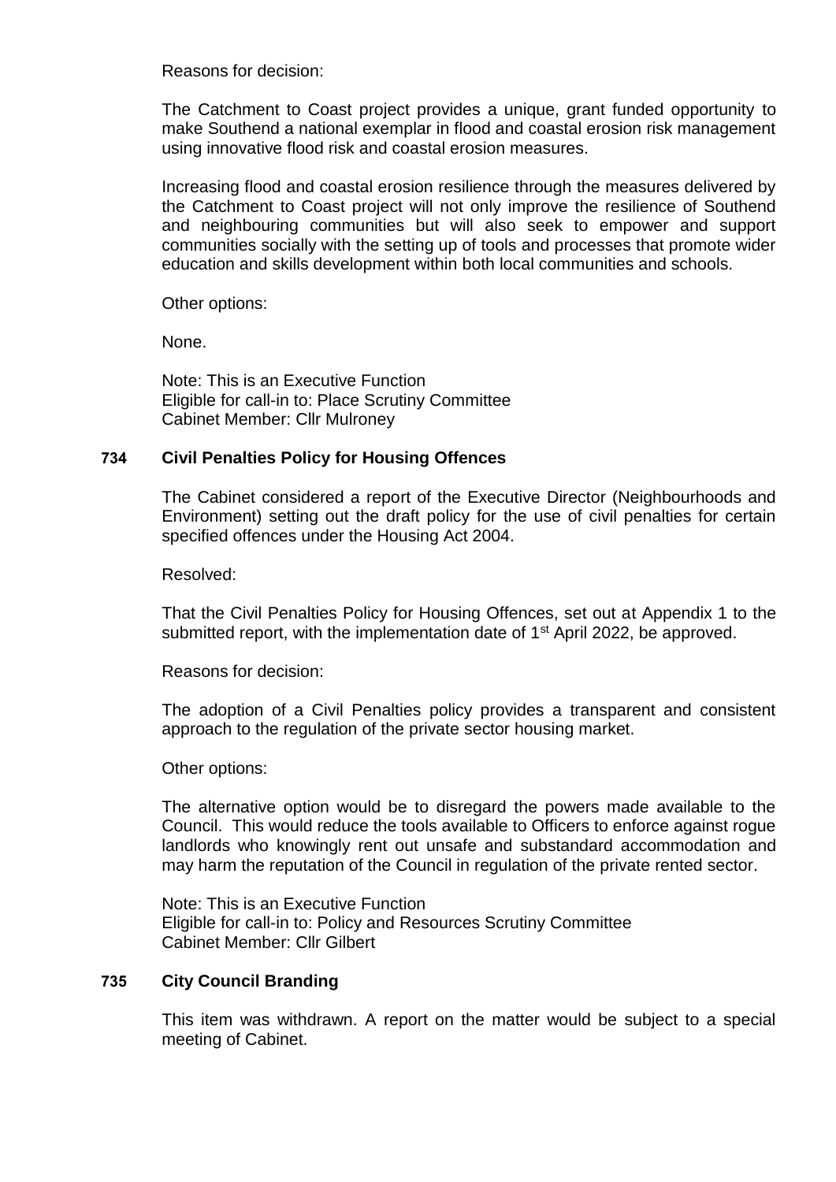Reasons for decision:

The Catchment to Coast project provides a unique, grant funded opportunity to make Southend a national exemplar in flood and coastal erosion risk management using innovative flood risk and coastal erosion measures.

Increasing flood and coastal erosion resilience through the measures delivered by the Catchment to Coast project will not only improve the resilience of Southend and neighbouring communities but will also seek to empower and support communities socially with the setting up of tools and processes that promote wider education and skills development within both local communities and schools.

Other options:

None.

Note: This is an Executive Function
Eligible for call-in to: Place Scrutiny Committee
Cabinet Member: Cllr Mulroney

## 734 Civil Penalties Policy for Housing Offences

The Cabinet considered a report of the Executive Director (Neighbourhoods and Environment) setting out the draft policy for the use of civil penalties for certain specified offences under the Housing Act 2004.

Resolved:

That the Civil Penalties Policy for Housing Offences, set out at Appendix 1 to the submitted report, with the implementation date of 1st April 2022, be approved.

Reasons for decision:

The adoption of a Civil Penalties policy provides a transparent and consistent approach to the regulation of the private sector housing market.

Other options:

The alternative option would be to disregard the powers made available to the Council. This would reduce the tools available to Officers to enforce against rogue landlords who knowingly rent out unsafe and substandard accommodation and may harm the reputation of the Council in regulation of the private rented sector.

Note: This is an Executive Function
Eligible for call-in to: Policy and Resources Scrutiny Committee
Cabinet Member: Cllr Gilbert

## 735 City Council Branding

This item was withdrawn. A report on the matter would be subject to a special meeting of Cabinet.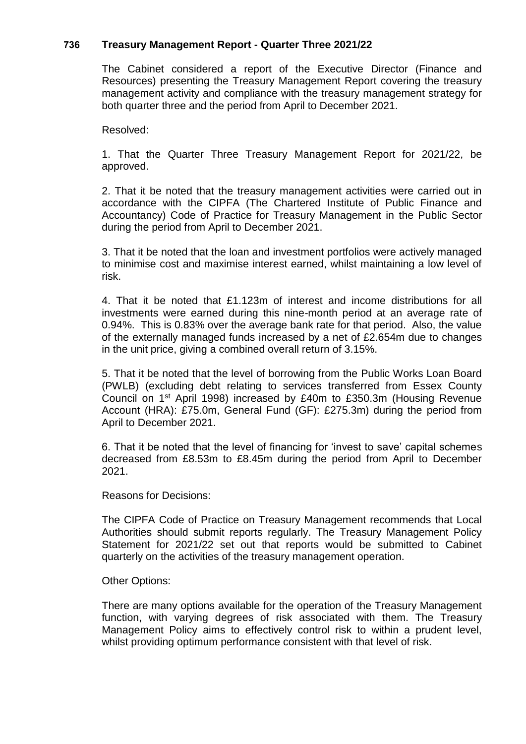## 736 Treasury Management Report - Quarter Three 2021/22

The Cabinet considered a report of the Executive Director (Finance and Resources) presenting the Treasury Management Report covering the treasury management activity and compliance with the treasury management strategy for both quarter three and the period from April to December 2021.

Resolved:

1. That the Quarter Three Treasury Management Report for 2021/22, be approved.

2. That it be noted that the treasury management activities were carried out in accordance with the CIPFA (The Chartered Institute of Public Finance and Accountancy) Code of Practice for Treasury Management in the Public Sector during the period from April to December 2021.

3. That it be noted that the loan and investment portfolios were actively managed to minimise cost and maximise interest earned, whilst maintaining a low level of risk.

4. That it be noted that £1.123m of interest and income distributions for all investments were earned during this nine-month period at an average rate of 0.94%. This is 0.83% over the average bank rate for that period. Also, the value of the externally managed funds increased by a net of £2.654m due to changes in the unit price, giving a combined overall return of 3.15%.

5. That it be noted that the level of borrowing from the Public Works Loan Board (PWLB) (excluding debt relating to services transferred from Essex County Council on 1st April 1998) increased by £40m to £350.3m (Housing Revenue Account (HRA): £75.0m, General Fund (GF): £275.3m) during the period from April to December 2021.

6. That it be noted that the level of financing for 'invest to save' capital schemes decreased from £8.53m to £8.45m during the period from April to December 2021.

Reasons for Decisions:

The CIPFA Code of Practice on Treasury Management recommends that Local Authorities should submit reports regularly. The Treasury Management Policy Statement for 2021/22 set out that reports would be submitted to Cabinet quarterly on the activities of the treasury management operation.

Other Options:

There are many options available for the operation of the Treasury Management function, with varying degrees of risk associated with them. The Treasury Management Policy aims to effectively control risk to within a prudent level, whilst providing optimum performance consistent with that level of risk.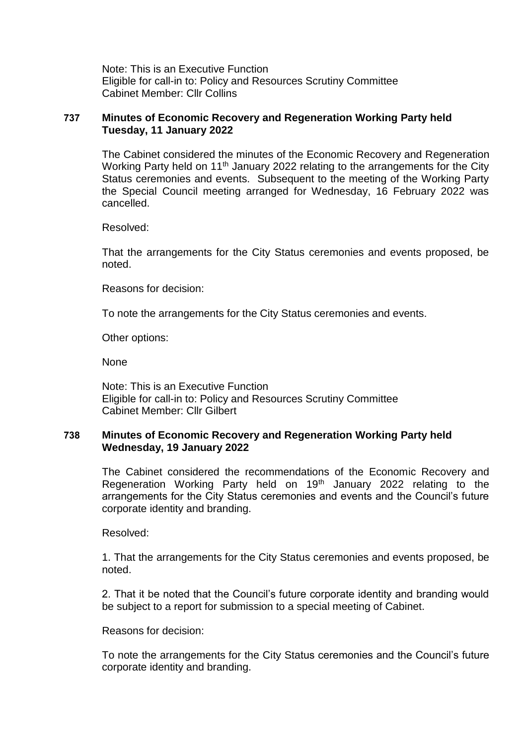Note: This is an Executive Function
Eligible for call-in to: Policy and Resources Scrutiny Committee
Cabinet Member: Cllr Collins

### 737 Minutes of Economic Recovery and Regeneration Working Party held Tuesday, 11 January 2022

The Cabinet considered the minutes of the Economic Recovery and Regeneration Working Party held on 11th January 2022 relating to the arrangements for the City Status ceremonies and events. Subsequent to the meeting of the Working Party the Special Council meeting arranged for Wednesday, 16 February 2022 was cancelled.

Resolved:

That the arrangements for the City Status ceremonies and events proposed, be noted.

Reasons for decision:

To note the arrangements for the City Status ceremonies and events.

Other options:

None

Note: This is an Executive Function
Eligible for call-in to: Policy and Resources Scrutiny Committee
Cabinet Member: Cllr Gilbert

### 738 Minutes of Economic Recovery and Regeneration Working Party held Wednesday, 19 January 2022

The Cabinet considered the recommendations of the Economic Recovery and Regeneration Working Party held on 19th January 2022 relating to the arrangements for the City Status ceremonies and events and the Council's future corporate identity and branding.

Resolved:

1. That the arrangements for the City Status ceremonies and events proposed, be noted.

2. That it be noted that the Council's future corporate identity and branding would be subject to a report for submission to a special meeting of Cabinet.

Reasons for decision:

To note the arrangements for the City Status ceremonies and the Council's future corporate identity and branding.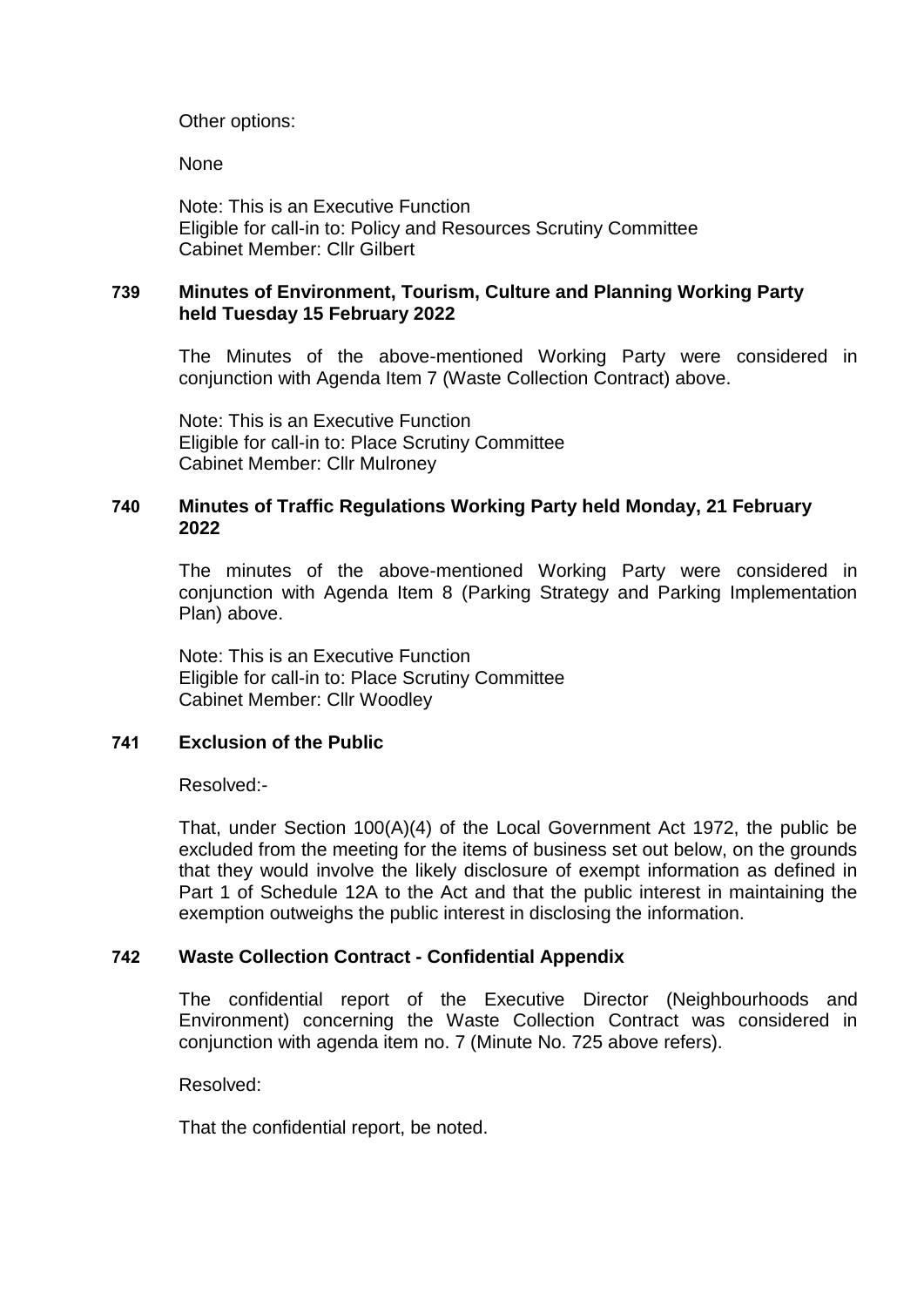Other options:

None

Note: This is an Executive Function
Eligible for call-in to: Policy and Resources Scrutiny Committee
Cabinet Member: Cllr Gilbert

### 739 Minutes of Environment, Tourism, Culture and Planning Working Party held Tuesday 15 February 2022

The Minutes of the above-mentioned Working Party were considered in conjunction with Agenda Item 7 (Waste Collection Contract) above.

Note: This is an Executive Function
Eligible for call-in to: Place Scrutiny Committee
Cabinet Member: Cllr Mulroney

### 740 Minutes of Traffic Regulations Working Party held Monday, 21 February 2022

The minutes of the above-mentioned Working Party were considered in conjunction with Agenda Item 8 (Parking Strategy and Parking Implementation Plan) above.

Note: This is an Executive Function
Eligible for call-in to: Place Scrutiny Committee
Cabinet Member: Cllr Woodley

### 741 Exclusion of the Public

Resolved:-

That, under Section 100(A)(4) of the Local Government Act 1972, the public be excluded from the meeting for the items of business set out below, on the grounds that they would involve the likely disclosure of exempt information as defined in Part 1 of Schedule 12A to the Act and that the public interest in maintaining the exemption outweighs the public interest in disclosing the information.

### 742 Waste Collection Contract - Confidential Appendix

The confidential report of the Executive Director (Neighbourhoods and Environment) concerning the Waste Collection Contract was considered in conjunction with agenda item no. 7 (Minute No. 725 above refers).

Resolved:

That the confidential report, be noted.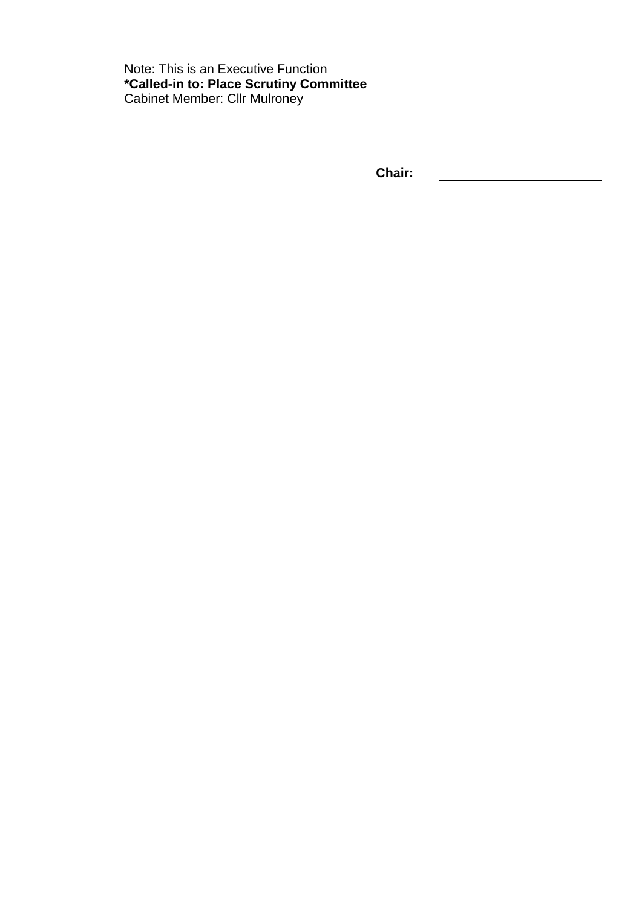Note: This is an Executive Function
**\*Called-in to: Place Scrutiny Committee**
Cabinet Member: Cllr Mulroney

**Chair:** ________________________